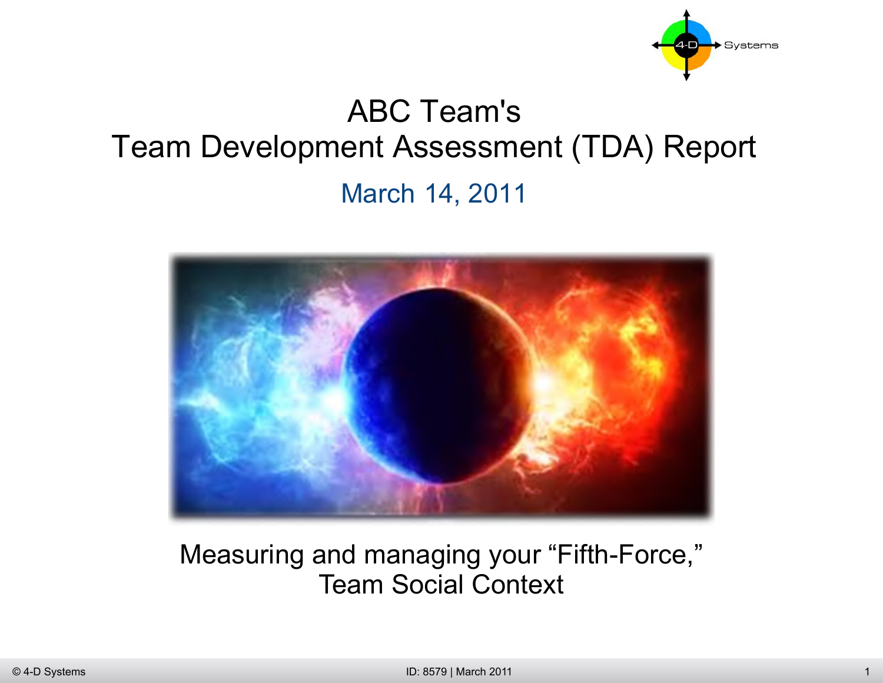# ABC Team's
# Team Development Assessment (TDA) Report

March 14, 2011

Measuring and managing your “Fifth-Force,”
Team Social Context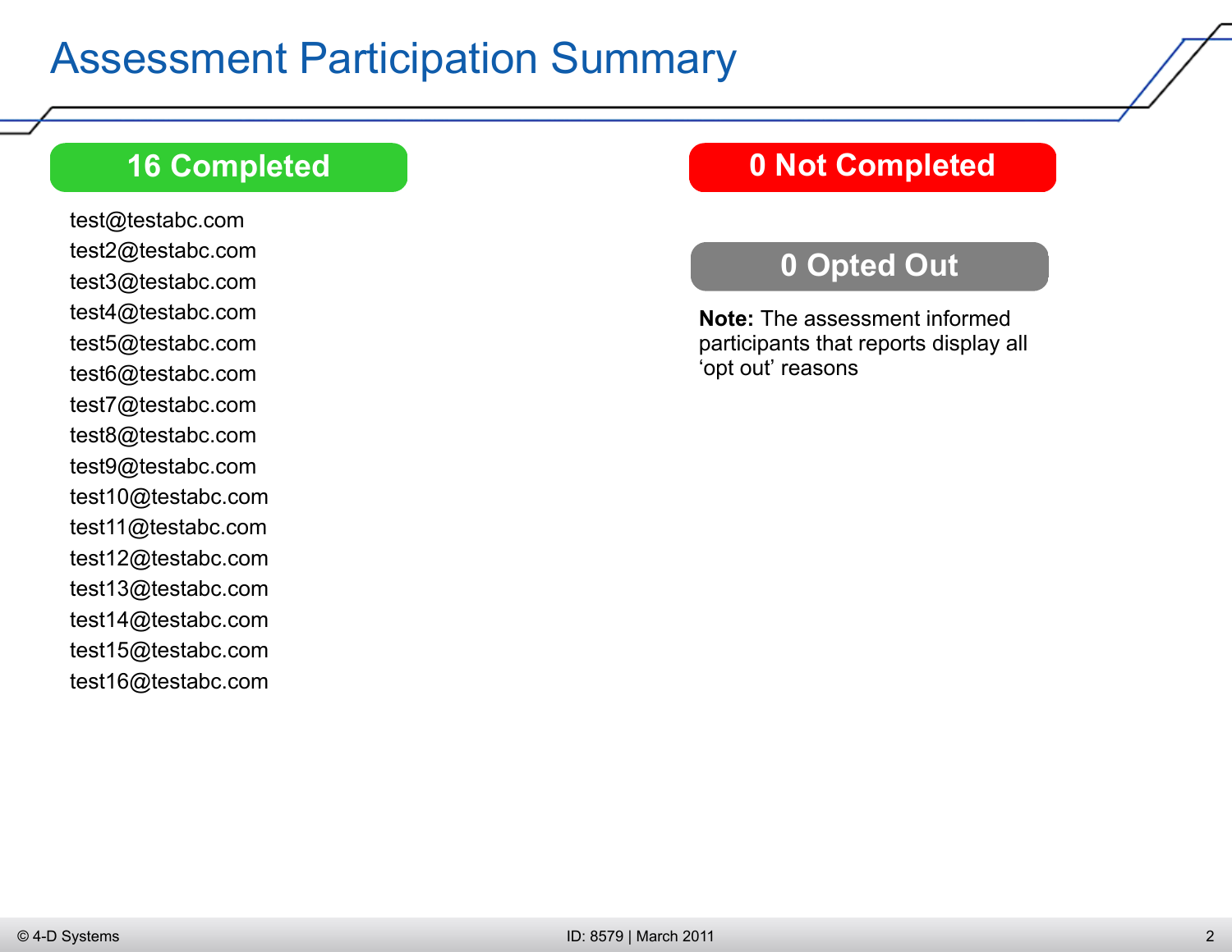# Assessment Participation Summary

## 16 Completed

test@testabc.com
test2@testabc.com
test3@testabc.com
test4@testabc.com
test5@testabc.com
test6@testabc.com
test7@testabc.com
test8@testabc.com
test9@testabc.com
test10@testabc.com
test11@testabc.com
test12@testabc.com
test13@testabc.com
test14@testabc.com
test15@testabc.com
test16@testabc.com

## 0 Not Completed

## 0 Opted Out

**Note:** The assessment informed participants that reports display all ‘opt out’ reasons

© 4-D Systems

ID: 8579 | March 2011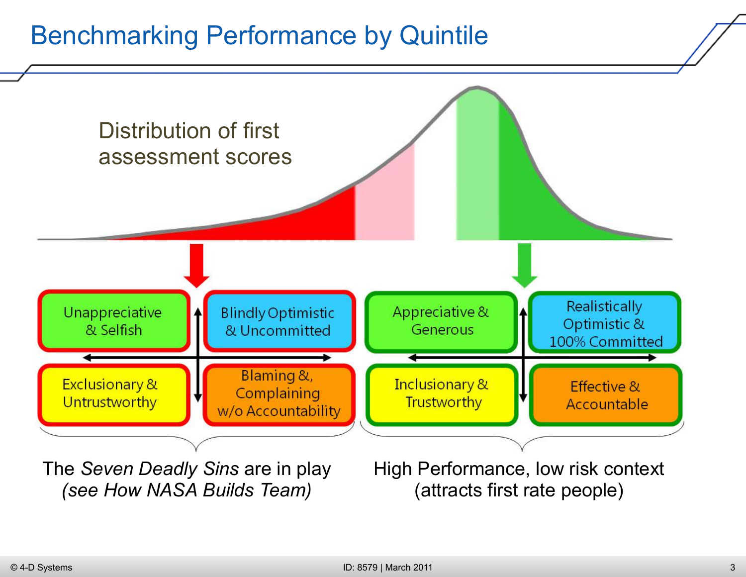# Benchmarking Performance by Quintile

Distribution of first assessment scores

| Unappreciative & Selfish | Blindly Optimistic & Uncommitted |
|---|---|
| Exclusionary & Untrustworthy | Blaming &, Complaining w/o Accountability |

The *Seven Deadly Sins* are in play *(see How NASA Builds Team)*

| Appreciative & Generous | Realistically Optimistic & 100% Committed |
|---|---|
| Inclusionary & Trustworthy | Effective & Accountable |

High Performance, low risk context (attracts first rate people)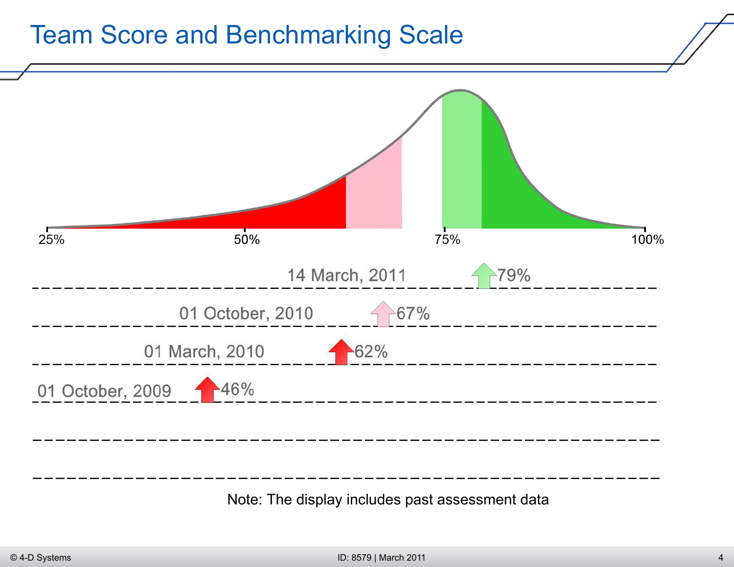# Team Score and Benchmarking Scale

25% 50% 75% 100%

14 March, 2011 — 79%

01 October, 2010 — 67%

01 March, 2010 — 62%

01 October, 2009 — 46%

Note: The display includes past assessment data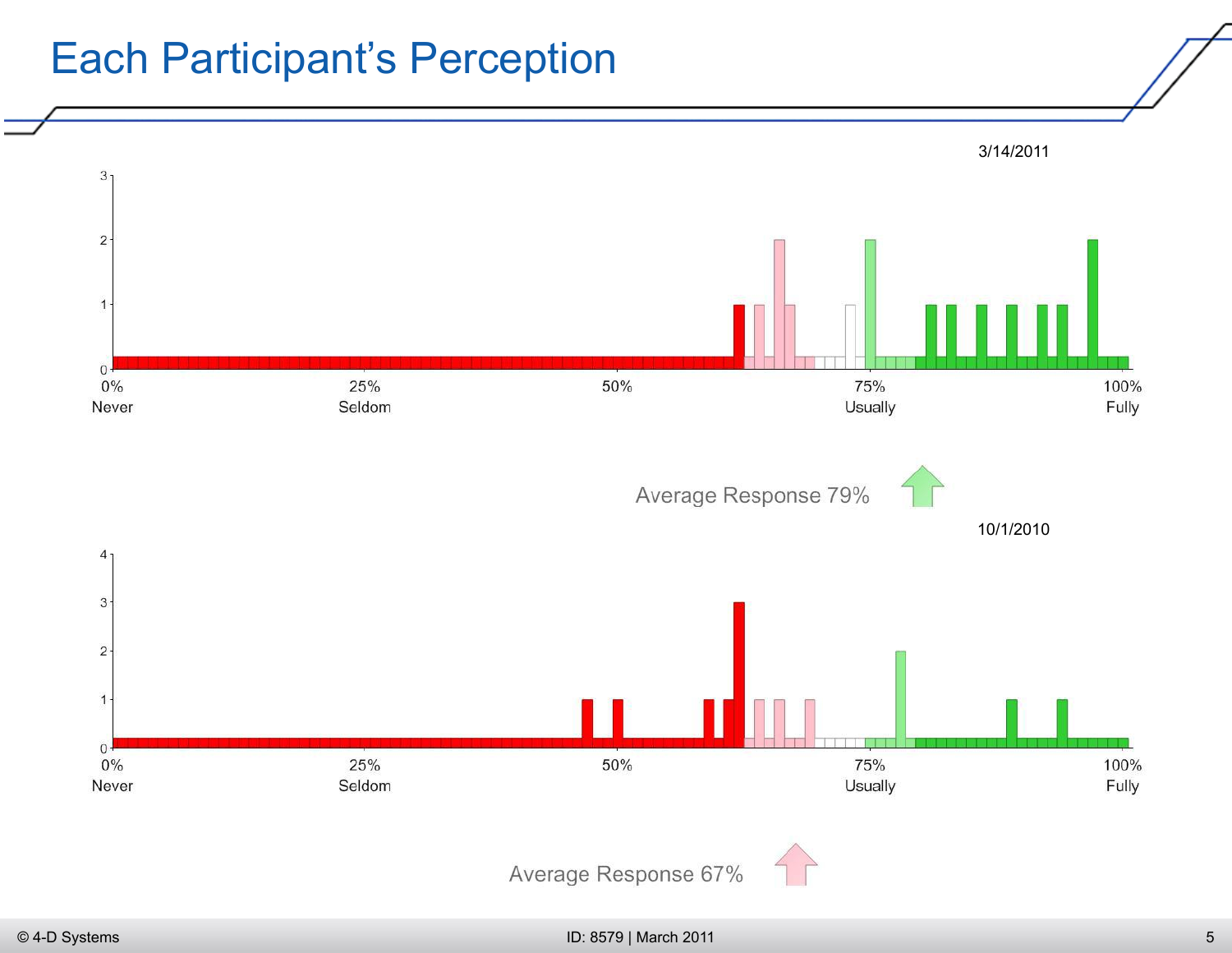# Each Participant's Perception

3/14/2011

3
2
1
0

0% Never | 25% Seldom | 50% | 75% Usually | 100% Fully

Average Response 79%

10/1/2010

4
3
2
1
0

0% Never | 25% Seldom | 50% | 75% Usually | 100% Fully

Average Response 67%

© 4-D Systems

ID: 8579 | March 2011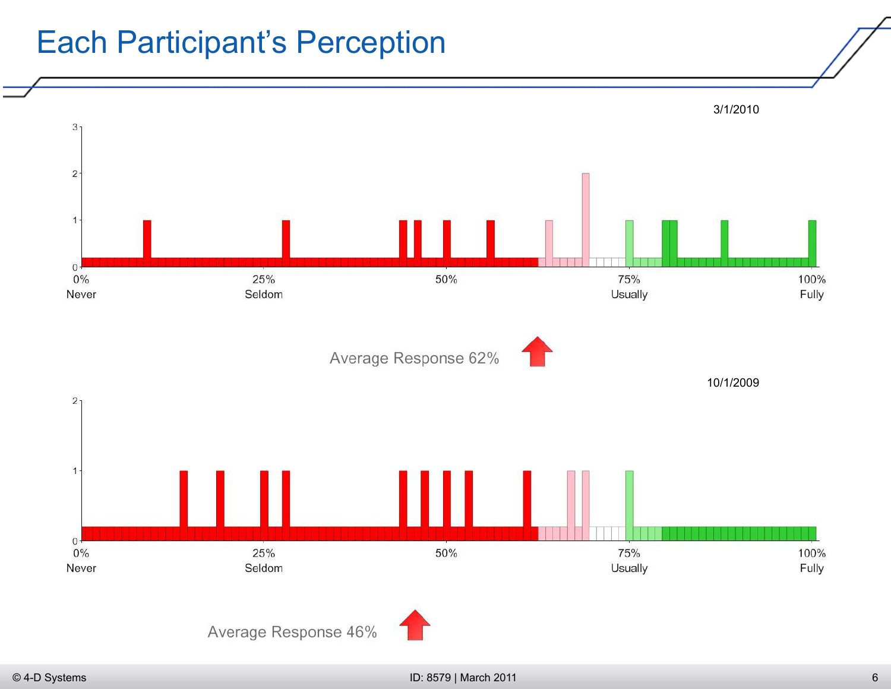# Each Participant's Perception

3/1/2010

Average Response 62%

10/1/2009

Average Response 46%

© 4-D Systems

ID: 8579 | March 2011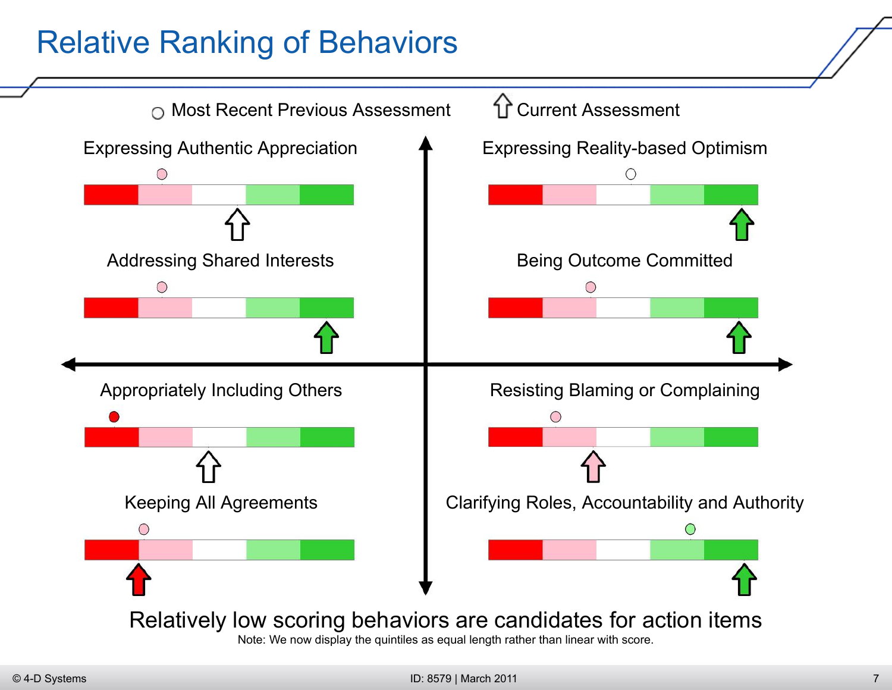# Relative Ranking of Behaviors

○ Most Recent Previous Assessment ⇧ Current Assessment

Expressing Authentic Appreciation

Expressing Reality-based Optimism

Addressing Shared Interests

Being Outcome Committed

Appropriately Including Others

Resisting Blaming or Complaining

Keeping All Agreements

Clarifying Roles, Accountability and Authority

Relatively low scoring behaviors are candidates for action items

Note: We now display the quintiles as equal length rather than linear with score.

© 4-D Systems ID: 8579 | March 2011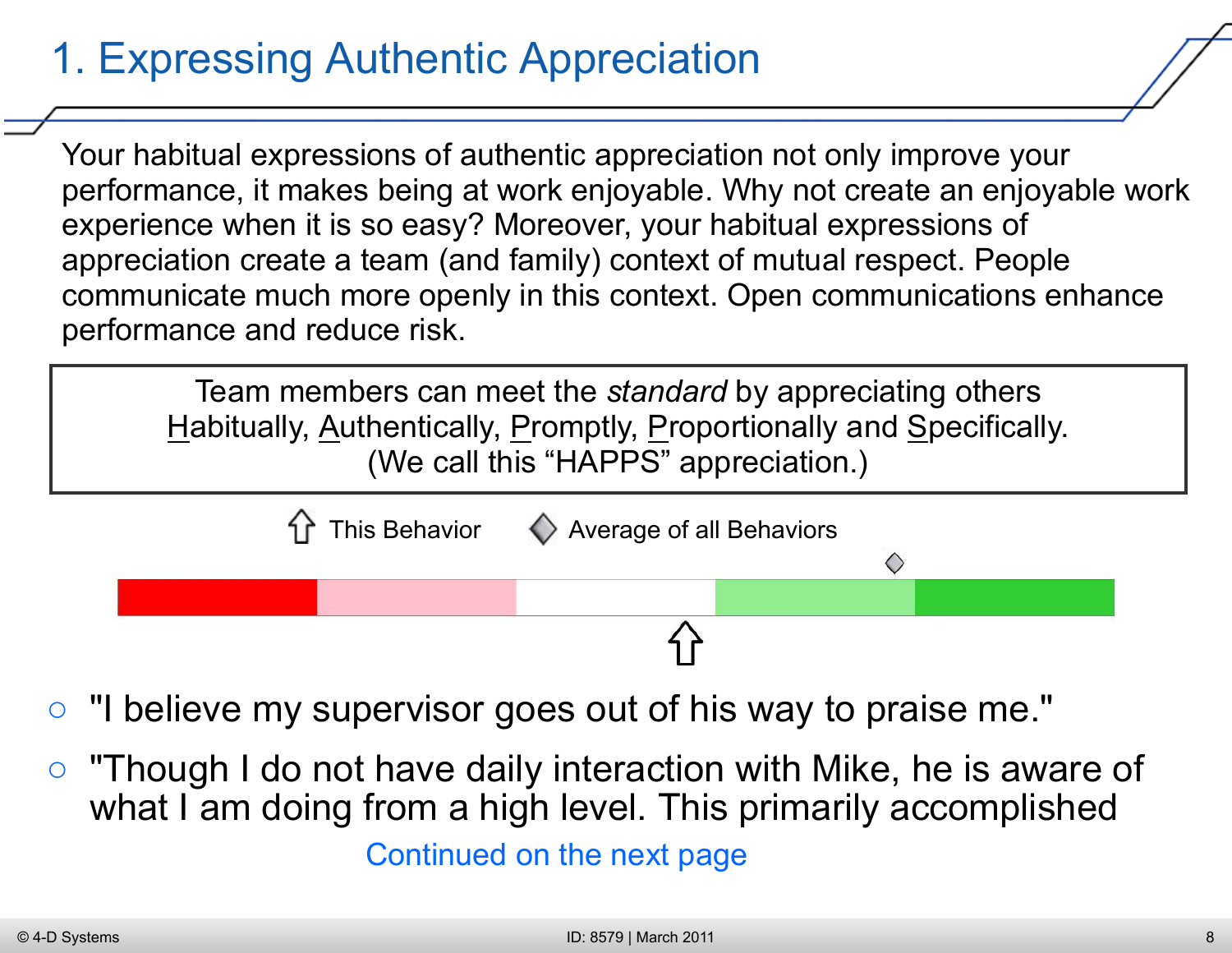# 1. Expressing Authentic Appreciation

Your habitual expressions of authentic appreciation not only improve your performance, it makes being at work enjoyable. Why not create an enjoyable work experience when it is so easy? Moreover, your habitual expressions of appreciation create a team (and family) context of mutual respect. People communicate much more openly in this context. Open communications enhance performance and reduce risk.

> Team members can meet the *standard* by appreciating others Habitually, Authentically, Promptly, Proportionally and Specifically. (We call this "HAPPS" appreciation.)

⇧ This Behavior ◇ Average of all Behaviors

- "I believe my supervisor goes out of his way to praise me."
- "Though I do not have daily interaction with Mike, he is aware of what I am doing from a high level. This primarily accomplished

Continued on the next page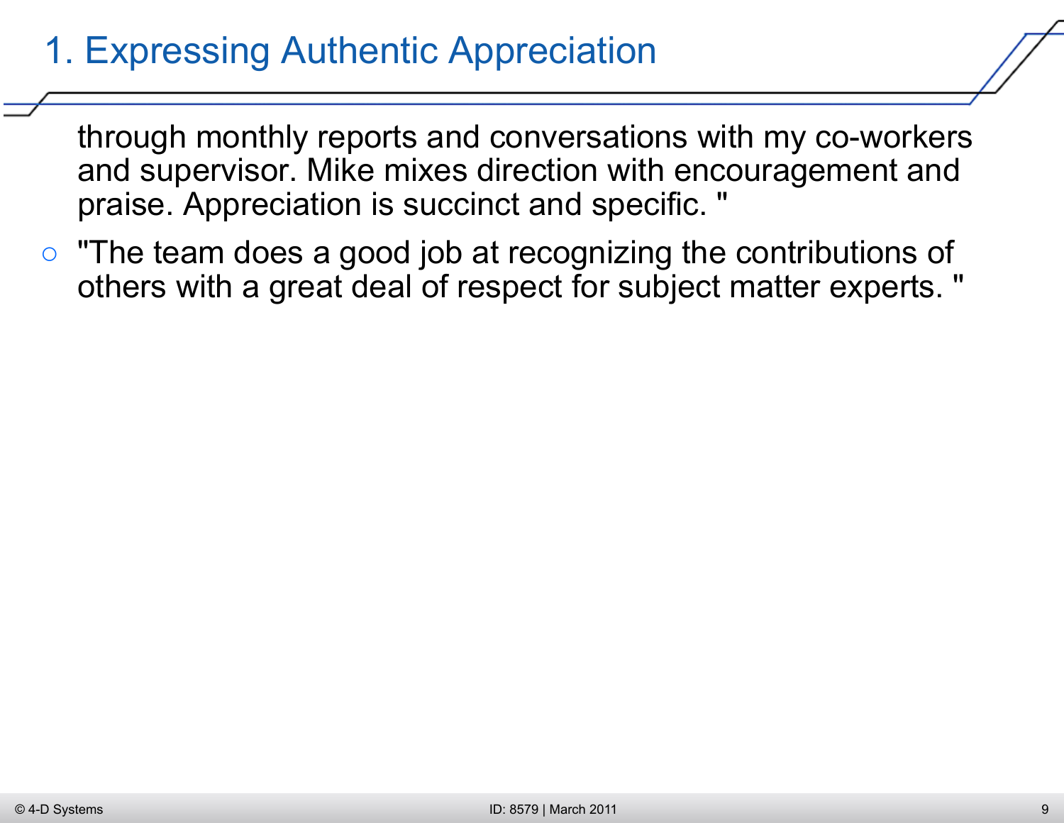## 1. Expressing Authentic Appreciation

through monthly reports and conversations with my co-workers and supervisor. Mike mixes direction with encouragement and praise. Appreciation is succinct and specific. "

- "The team does a good job at recognizing the contributions of others with a great deal of respect for subject matter experts. "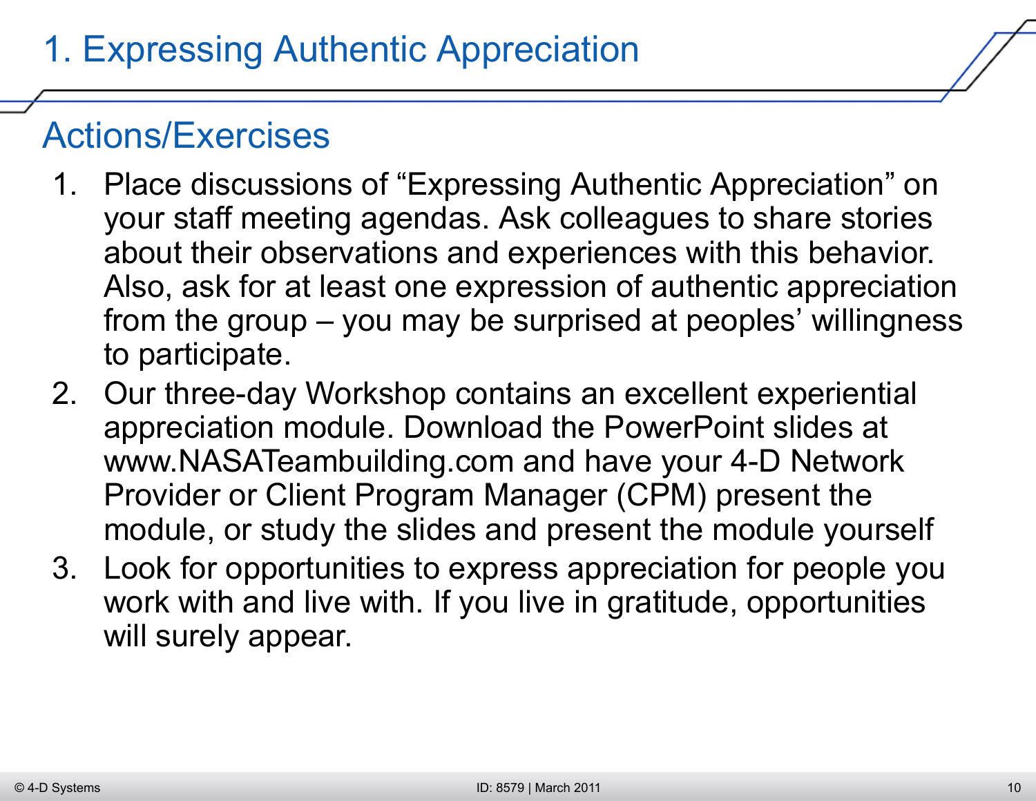# 1. Expressing Authentic Appreciation

## Actions/Exercises

1. Place discussions of “Expressing Authentic Appreciation” on your staff meeting agendas. Ask colleagues to share stories about their observations and experiences with this behavior. Also, ask for at least one expression of authentic appreciation from the group – you may be surprised at peoples’ willingness to participate.
2. Our three-day Workshop contains an excellent experiential appreciation module. Download the PowerPoint slides at www.NASATeambuilding.com and have your 4-D Network Provider or Client Program Manager (CPM) present the module, or study the slides and present the module yourself
3. Look for opportunities to express appreciation for people you work with and live with. If you live in gratitude, opportunities will surely appear.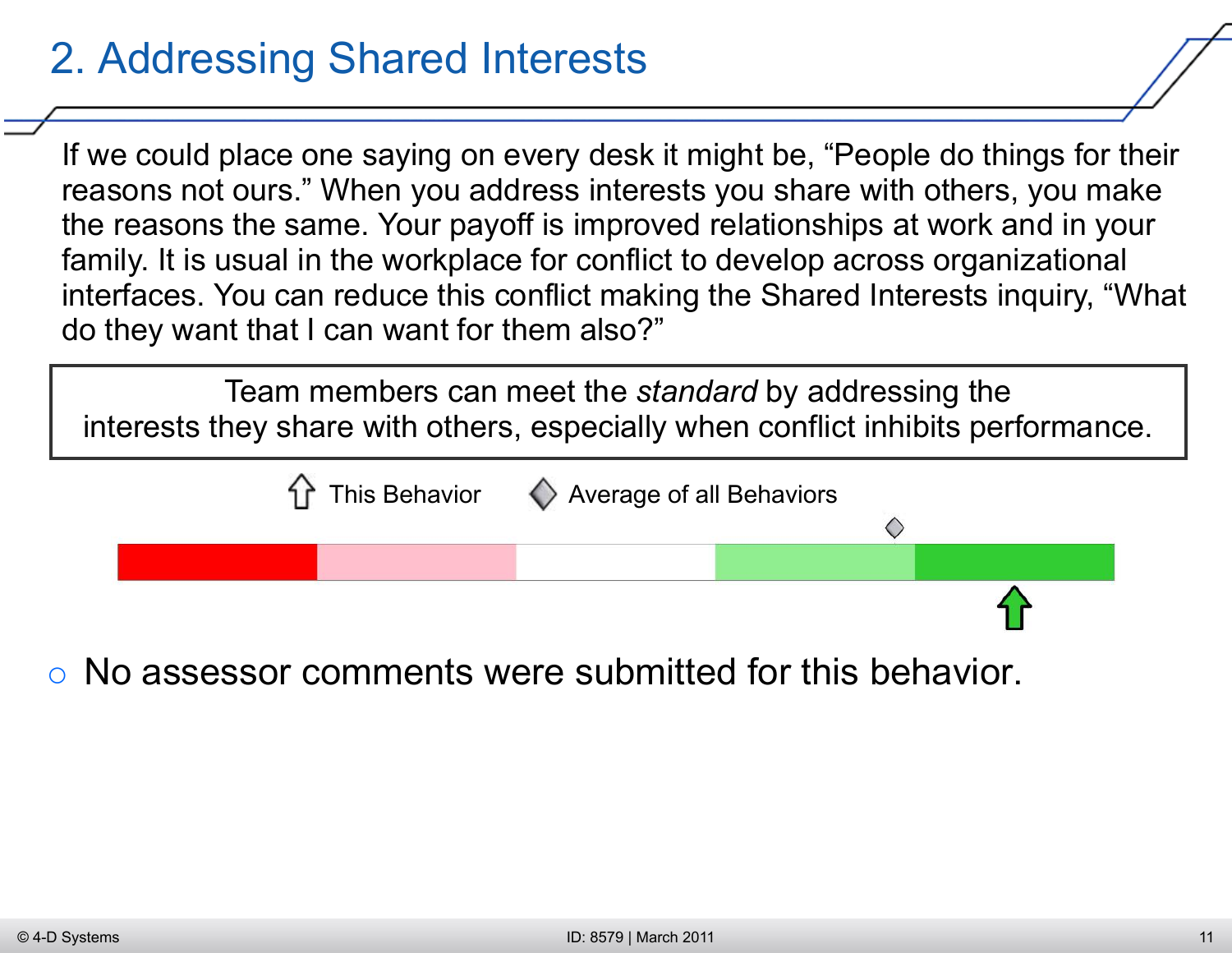## 2. Addressing Shared Interests

If we could place one saying on every desk it might be, “People do things for their reasons not ours.” When you address interests you share with others, you make the reasons the same. Your payoff is improved relationships at work and in your family. It is usual in the workplace for conflict to develop across organizational interfaces. You can reduce this conflict making the Shared Interests inquiry, “What do they want that I can want for them also?”

> Team members can meet the *standard* by addressing the interests they share with others, especially when conflict inhibits performance.

This Behavior    Average of all Behaviors

- No assessor comments were submitted for this behavior.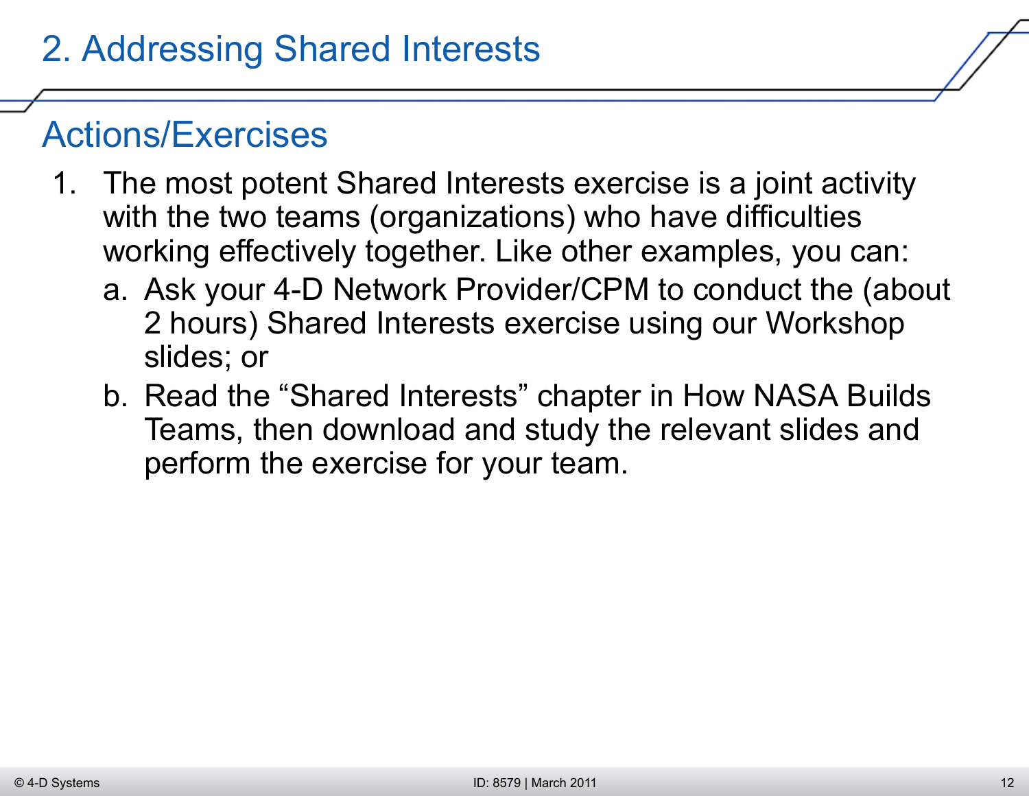# 2. Addressing Shared Interests

## Actions/Exercises

1. The most potent Shared Interests exercise is a joint activity with the two teams (organizations) who have difficulties working effectively together. Like other examples, you can:
   a. Ask your 4-D Network Provider/CPM to conduct the (about 2 hours) Shared Interests exercise using our Workshop slides; or
   b. Read the “Shared Interests” chapter in How NASA Builds Teams, then download and study the relevant slides and perform the exercise for your team.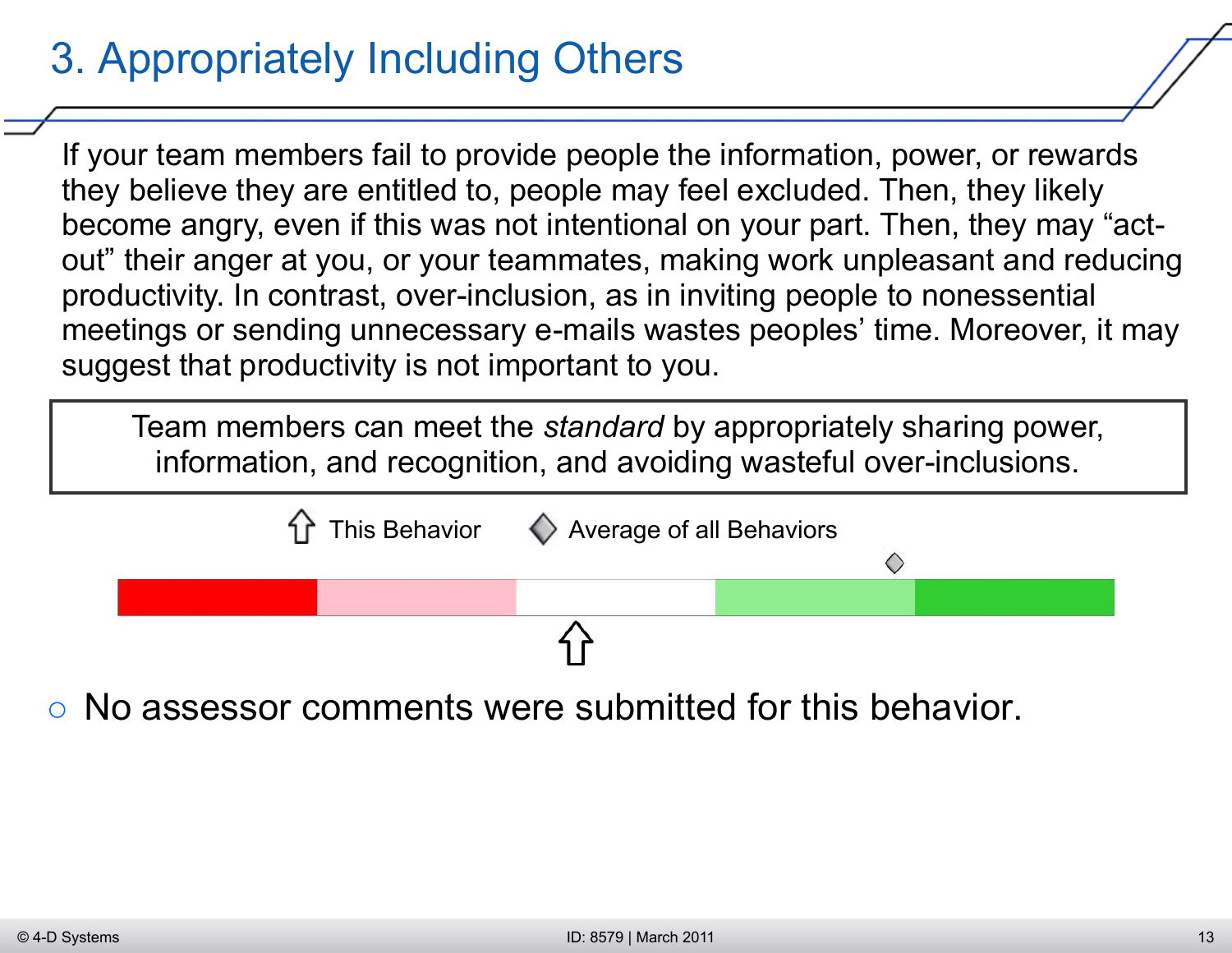# 3. Appropriately Including Others

If your team members fail to provide people the information, power, or rewards they believe they are entitled to, people may feel excluded. Then, they likely become angry, even if this was not intentional on your part. Then, they may "act-out" their anger at you, or your teammates, making work unpleasant and reducing productivity. In contrast, over-inclusion, as in inviting people to nonessential meetings or sending unnecessary e-mails wastes peoples' time. Moreover, it may suggest that productivity is not important to you.

> Team members can meet the *standard* by appropriately sharing power, information, and recognition, and avoiding wasteful over-inclusions.

⇧ This Behavior ◇ Average of all Behaviors

- No assessor comments were submitted for this behavior.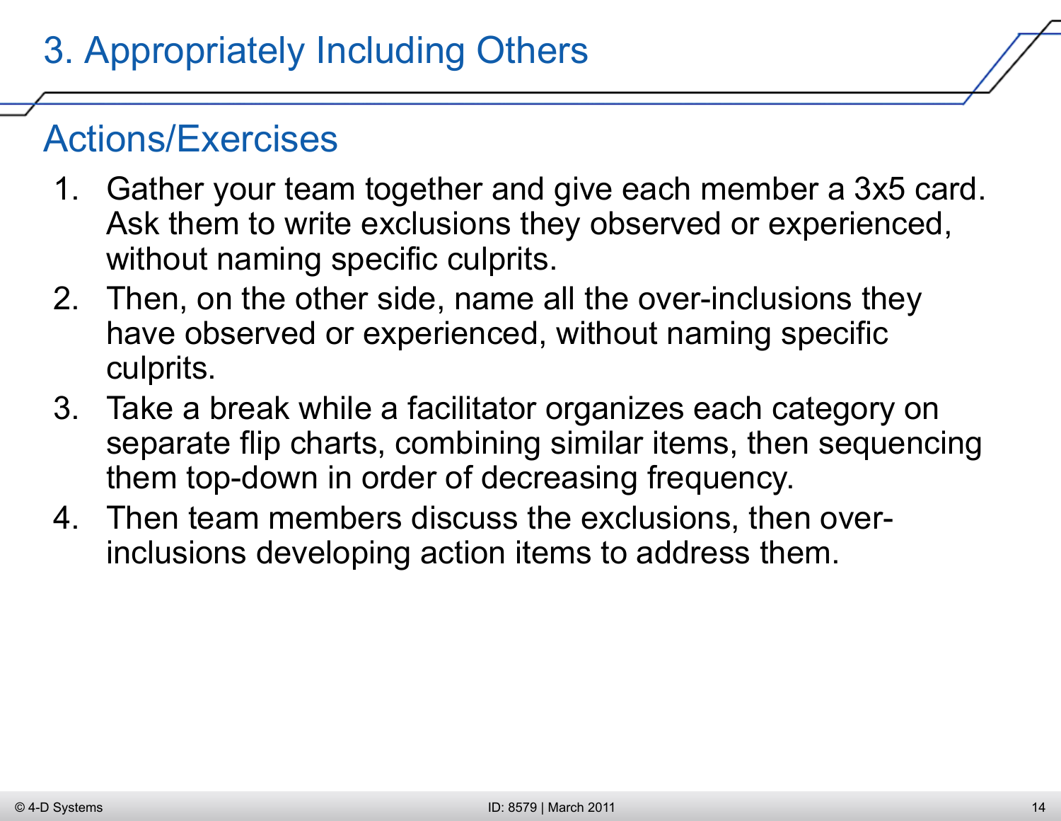# 3. Appropriately Including Others

## Actions/Exercises

1. Gather your team together and give each member a 3x5 card. Ask them to write exclusions they observed or experienced, without naming specific culprits.
2. Then, on the other side, name all the over-inclusions they have observed or experienced, without naming specific culprits.
3. Take a break while a facilitator organizes each category on separate flip charts, combining similar items, then sequencing them top-down in order of decreasing frequency.
4. Then team members discuss the exclusions, then over-inclusions developing action items to address them.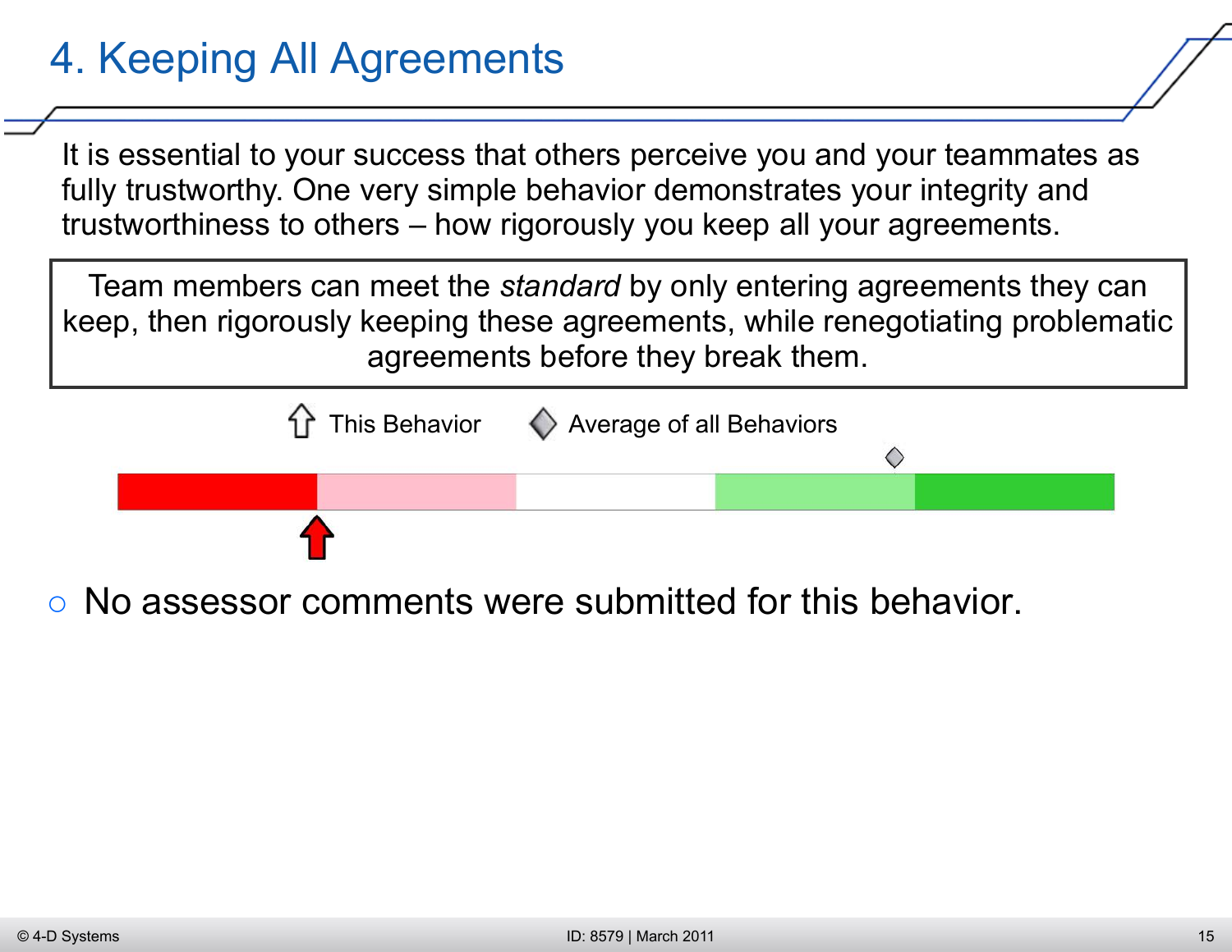# 4. Keeping All Agreements

It is essential to your success that others perceive you and your teammates as fully trustworthy. One very simple behavior demonstrates your integrity and trustworthiness to others – how rigorously you keep all your agreements.

> Team members can meet the *standard* by only entering agreements they can keep, then rigorously keeping these agreements, while renegotiating problematic agreements before they break them.

This Behavior    Average of all Behaviors

- No assessor comments were submitted for this behavior.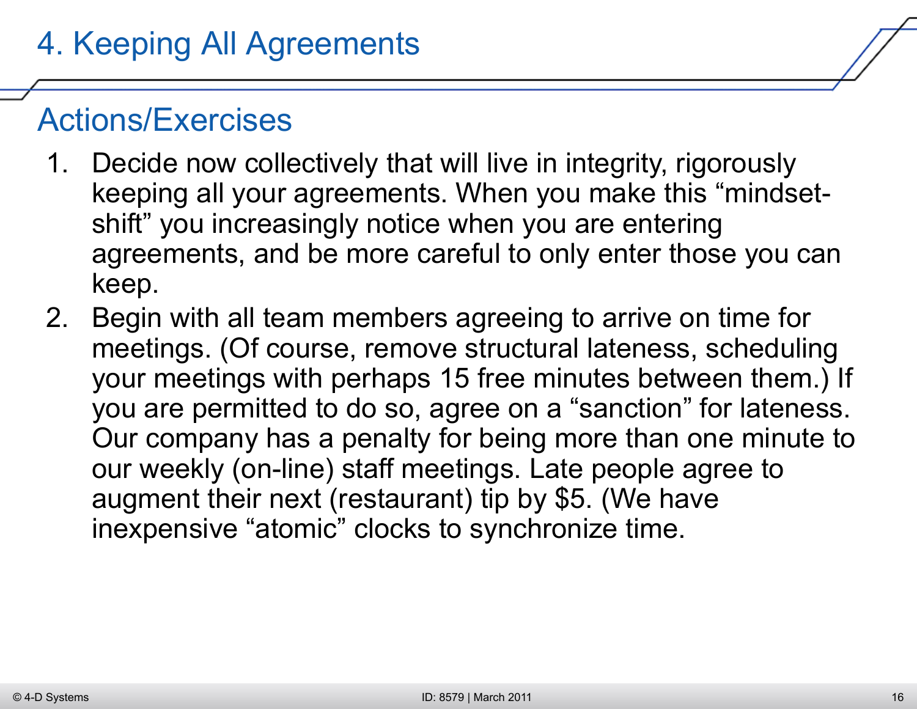# 4. Keeping All Agreements

## Actions/Exercises

1. Decide now collectively that will live in integrity, rigorously keeping all your agreements. When you make this “mindset-shift” you increasingly notice when you are entering agreements, and be more careful to only enter those you can keep.
2. Begin with all team members agreeing to arrive on time for meetings. (Of course, remove structural lateness, scheduling your meetings with perhaps 15 free minutes between them.) If you are permitted to do so, agree on a “sanction” for lateness. Our company has a penalty for being more than one minute to our weekly (on-line) staff meetings. Late people agree to augment their next (restaurant) tip by $5. (We have inexpensive “atomic” clocks to synchronize time.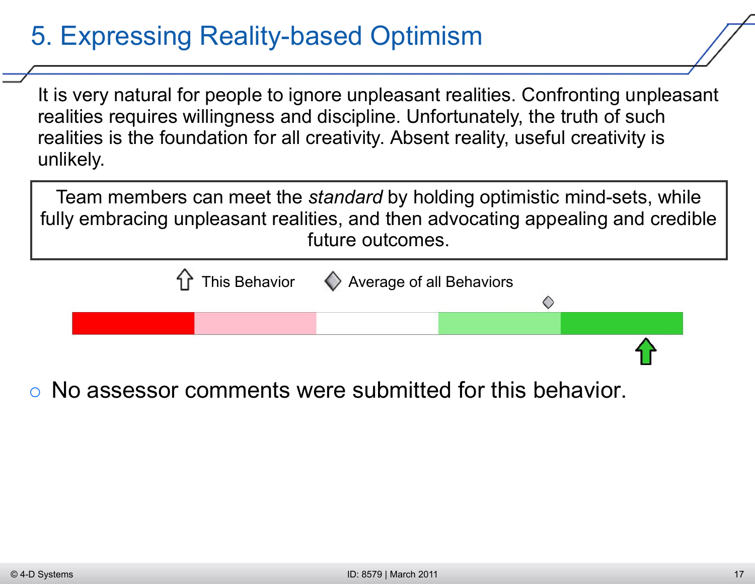# 5. Expressing Reality-based Optimism

It is very natural for people to ignore unpleasant realities. Confronting unpleasant realities requires willingness and discipline. Unfortunately, the truth of such realities is the foundation for all creativity. Absent reality, useful creativity is unlikely.

> Team members can meet the *standard* by holding optimistic mind-sets, while fully embracing unpleasant realities, and then advocating appealing and credible future outcomes.

This Behavior    Average of all Behaviors

- No assessor comments were submitted for this behavior.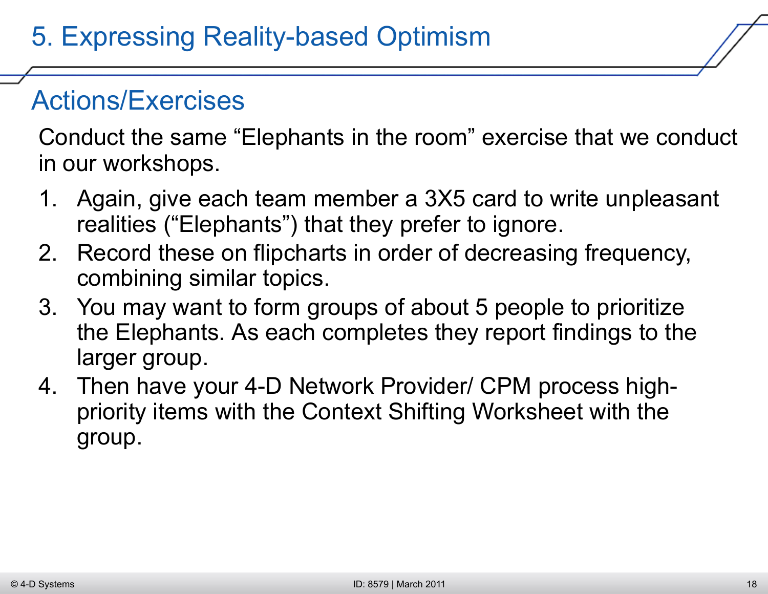# 5. Expressing Reality-based Optimism

## Actions/Exercises

Conduct the same "Elephants in the room" exercise that we conduct in our workshops.

1. Again, give each team member a 3X5 card to write unpleasant realities ("Elephants") that they prefer to ignore.
2. Record these on flipcharts in order of decreasing frequency, combining similar topics.
3. You may want to form groups of about 5 people to prioritize the Elephants. As each completes they report findings to the larger group.
4. Then have your 4-D Network Provider/ CPM process high-priority items with the Context Shifting Worksheet with the group.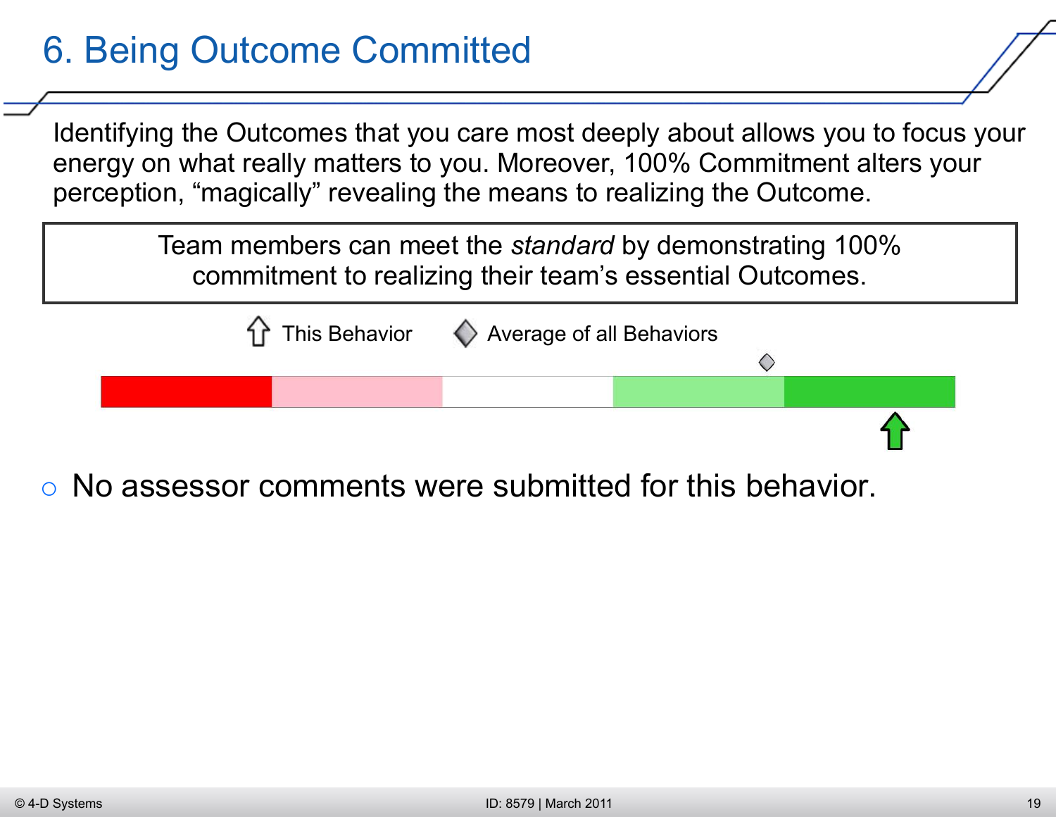# 6. Being Outcome Committed

Identifying the Outcomes that you care most deeply about allows you to focus your energy on what really matters to you. Moreover, 100% Commitment alters your perception, "magically" revealing the means to realizing the Outcome.

> Team members can meet the *standard* by demonstrating 100% commitment to realizing their team's essential Outcomes.

This Behavior    Average of all Behaviors

- No assessor comments were submitted for this behavior.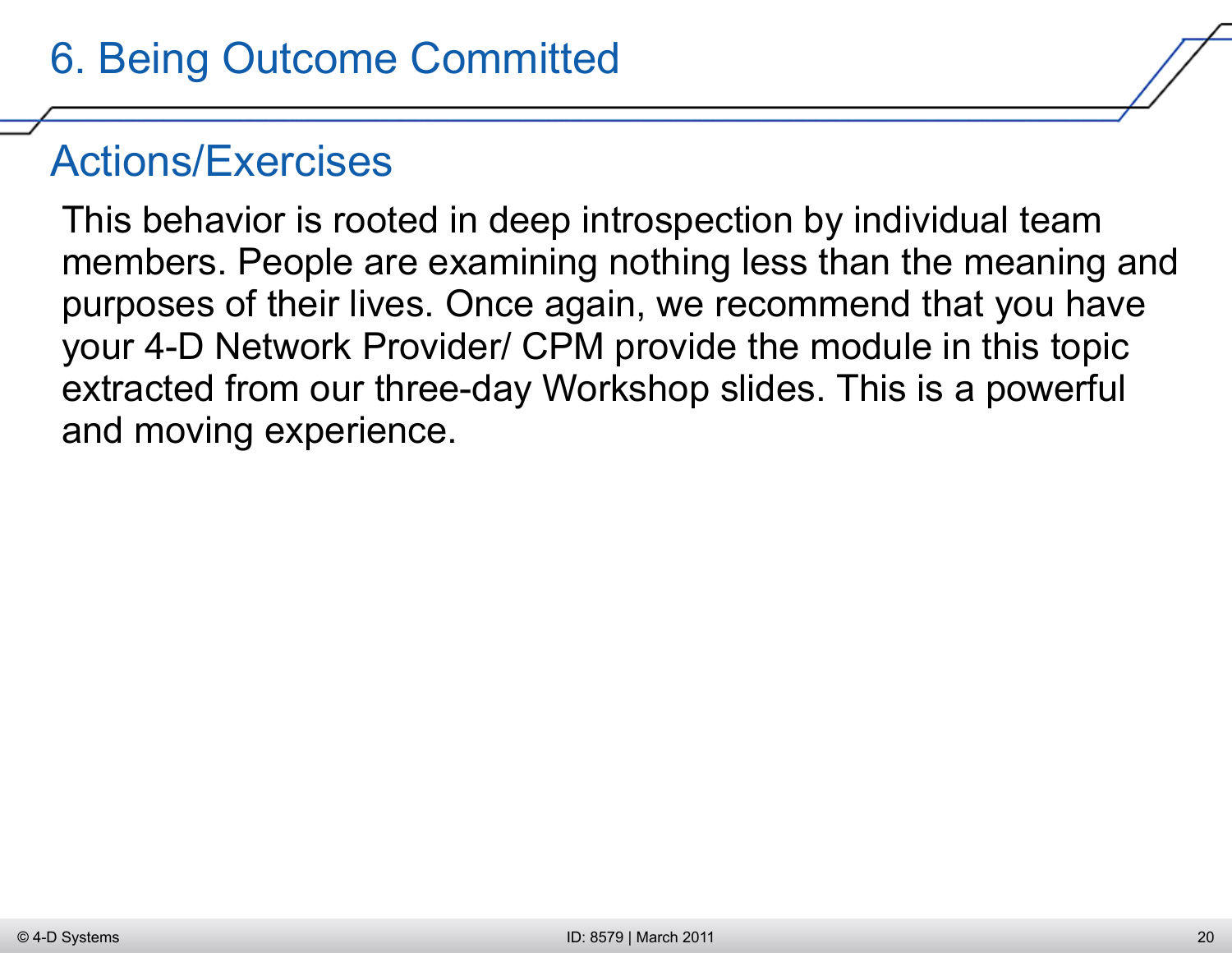# 6. Being Outcome Committed

## Actions/Exercises

This behavior is rooted in deep introspection by individual team members. People are examining nothing less than the meaning and purposes of their lives. Once again, we recommend that you have your 4-D Network Provider/ CPM provide the module in this topic extracted from our three-day Workshop slides. This is a powerful and moving experience.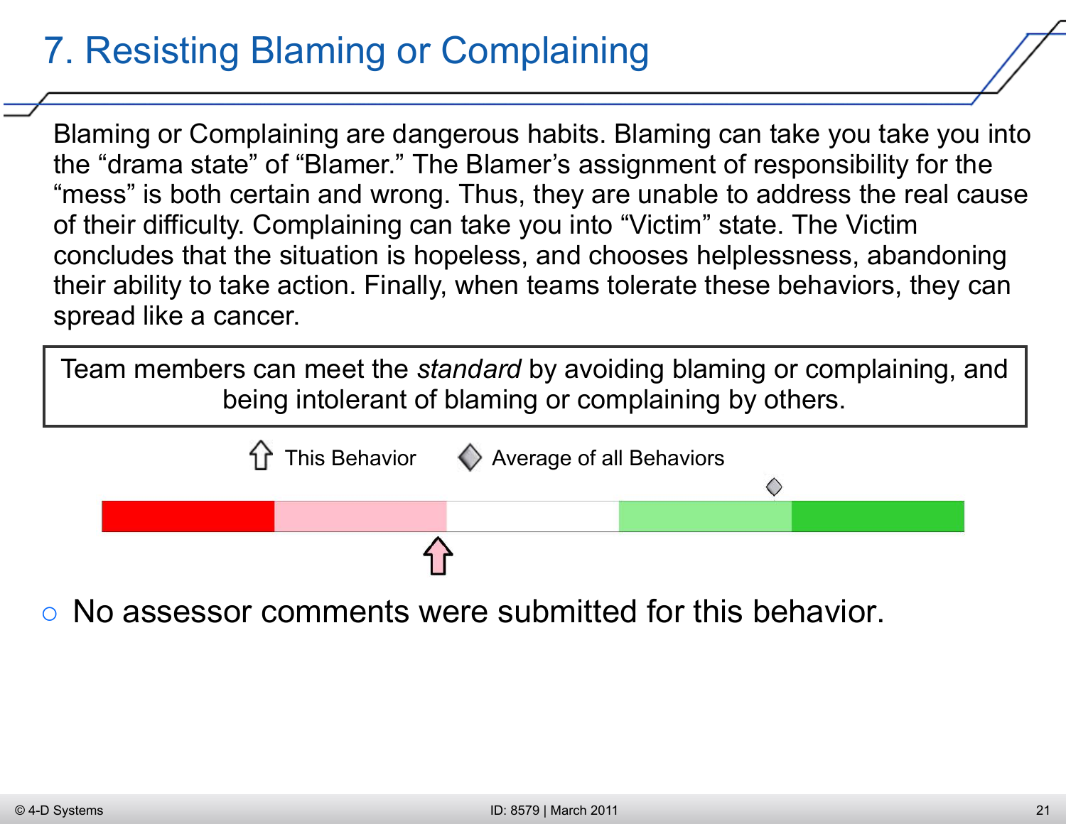# 7. Resisting Blaming or Complaining

Blaming or Complaining are dangerous habits. Blaming can take you take you into the "drama state" of "Blamer." The Blamer's assignment of responsibility for the "mess" is both certain and wrong. Thus, they are unable to address the real cause of their difficulty. Complaining can take you into "Victim" state. The Victim concludes that the situation is hopeless, and chooses helplessness, abandoning their ability to take action. Finally, when teams tolerate these behaviors, they can spread like a cancer.

> Team members can meet the *standard* by avoiding blaming or complaining, and being intolerant of blaming or complaining by others.

This Behavior | Average of all Behaviors

- No assessor comments were submitted for this behavior.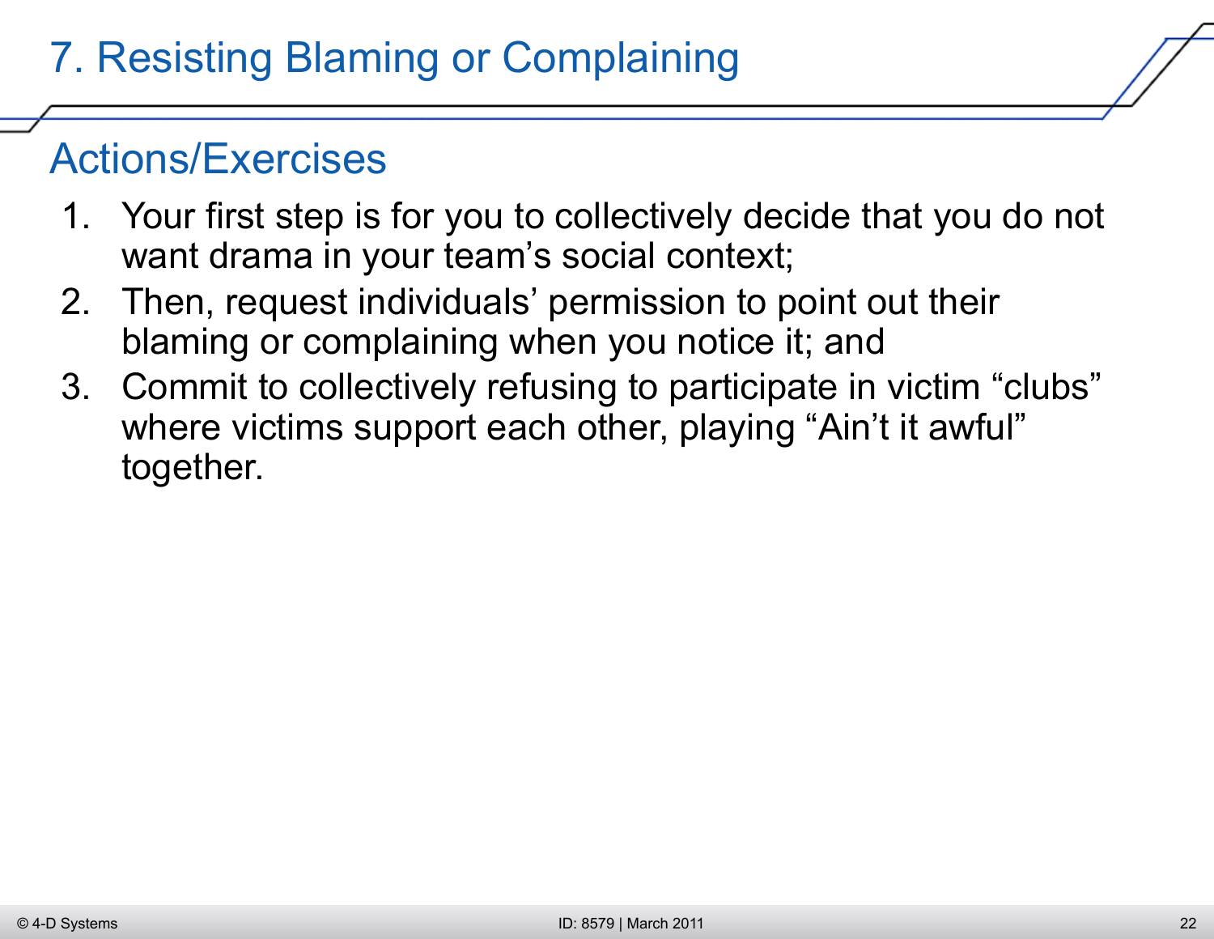# 7. Resisting Blaming or Complaining

## Actions/Exercises

1. Your first step is for you to collectively decide that you do not want drama in your team's social context;
2. Then, request individuals' permission to point out their blaming or complaining when you notice it; and
3. Commit to collectively refusing to participate in victim "clubs" where victims support each other, playing "Ain't it awful" together.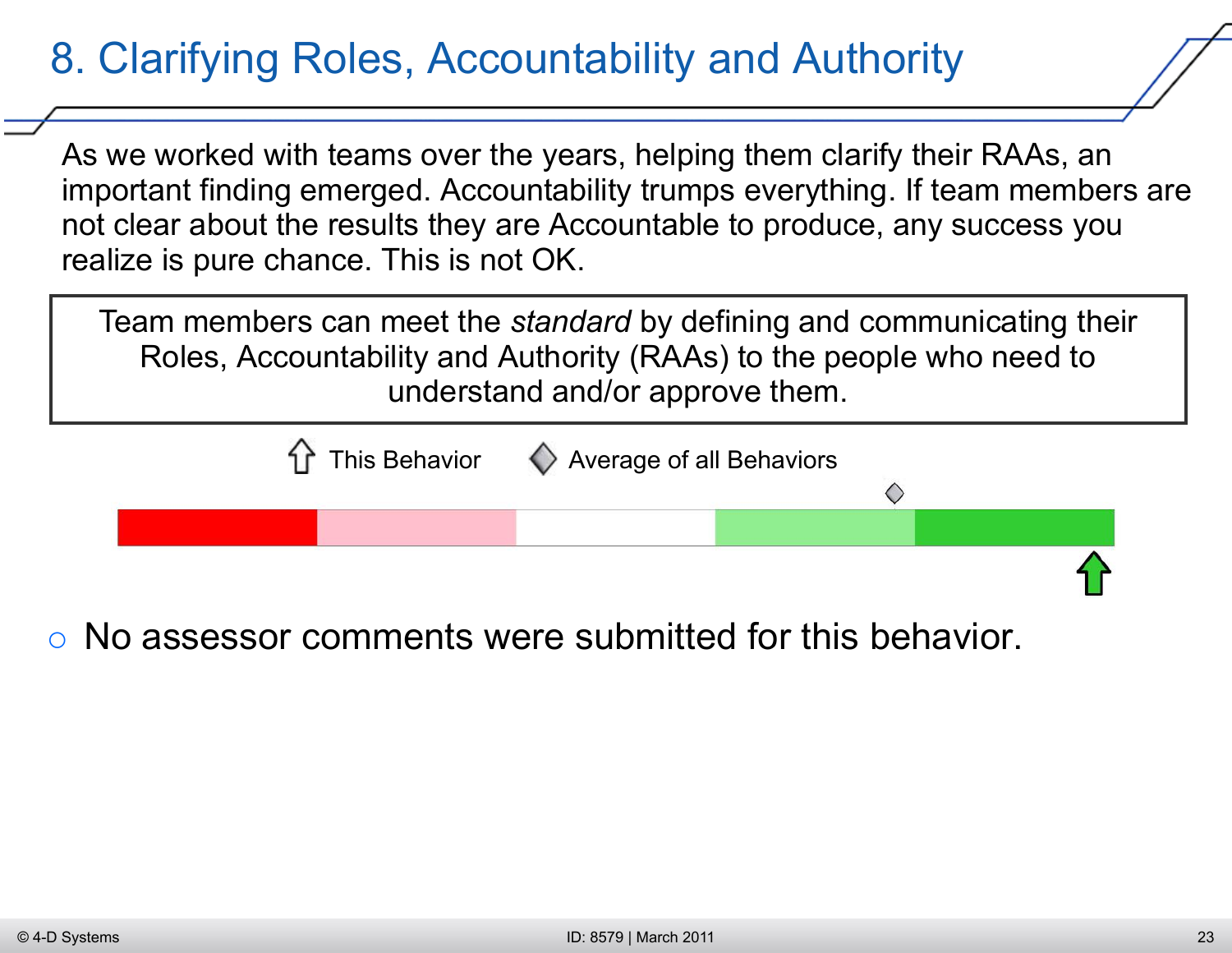# 8. Clarifying Roles, Accountability and Authority

As we worked with teams over the years, helping them clarify their RAAs, an important finding emerged. Accountability trumps everything. If team members are not clear about the results they are Accountable to produce, any success you realize is pure chance. This is not OK.

> Team members can meet the *standard* by defining and communicating their Roles, Accountability and Authority (RAAs) to the people who need to understand and/or approve them.

This Behavior | Average of all Behaviors

- No assessor comments were submitted for this behavior.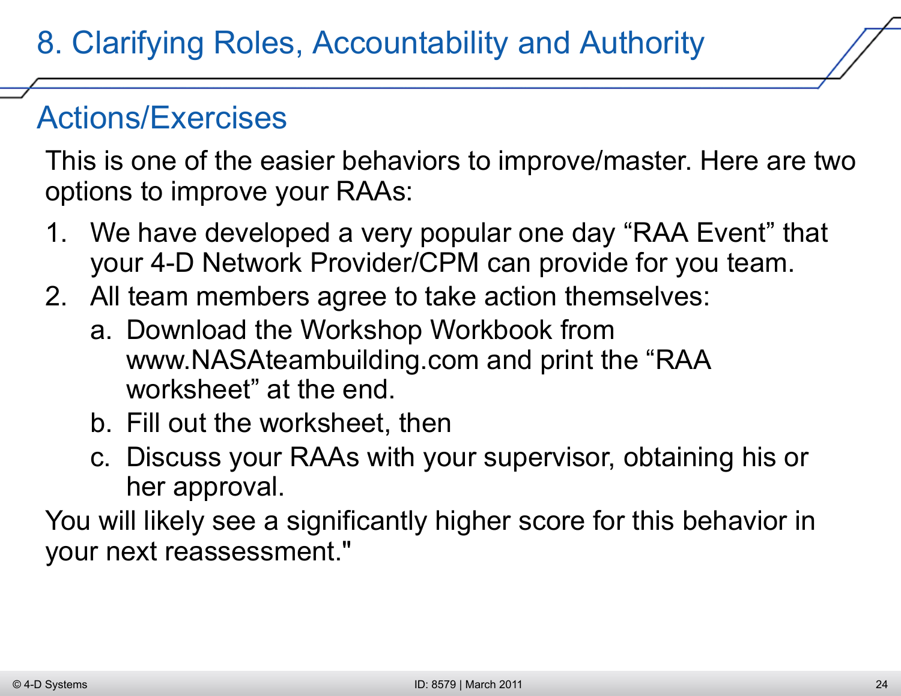# 8. Clarifying Roles, Accountability and Authority

## Actions/Exercises

This is one of the easier behaviors to improve/master. Here are two options to improve your RAAs:

1. We have developed a very popular one day “RAA Event” that your 4-D Network Provider/CPM can provide for you team.
2. All team members agree to take action themselves:
   a. Download the Workshop Workbook from www.NASAteambuilding.com and print the “RAA worksheet” at the end.
   b. Fill out the worksheet, then
   c. Discuss your RAAs with your supervisor, obtaining his or her approval.

You will likely see a significantly higher score for this behavior in your next reassessment."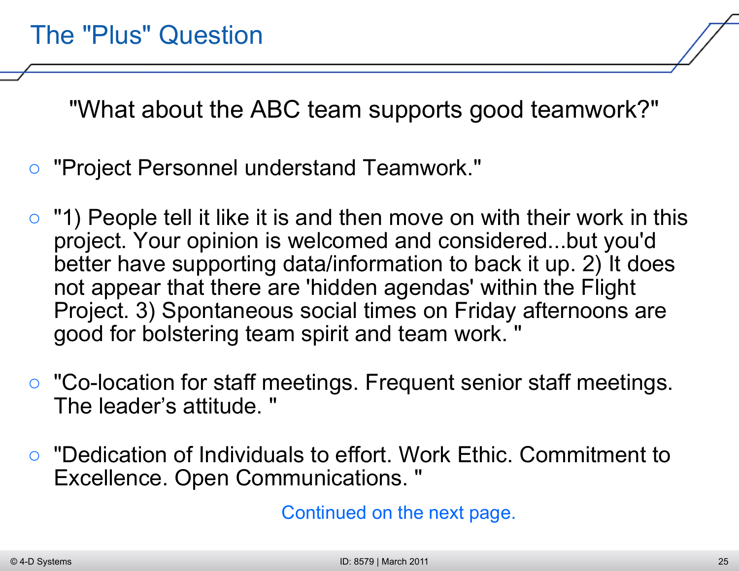# The "Plus" Question

"What about the ABC team supports good teamwork?"

- "Project Personnel understand Teamwork."
- "1) People tell it like it is and then move on with their work in this project. Your opinion is welcomed and considered...but you'd better have supporting data/information to back it up. 2) It does not appear that there are 'hidden agendas' within the Flight Project. 3) Spontaneous social times on Friday afternoons are good for bolstering team spirit and team work. "
- "Co-location for staff meetings. Frequent senior staff meetings. The leader's attitude. "
- "Dedication of Individuals to effort. Work Ethic. Commitment to Excellence. Open Communications. "

Continued on the next page.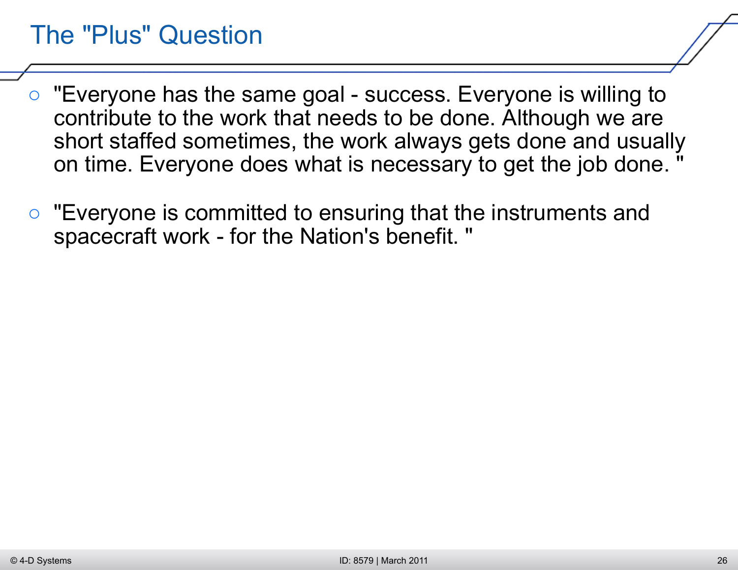# The "Plus" Question

- "Everyone has the same goal - success. Everyone is willing to contribute to the work that needs to be done. Although we are short staffed sometimes, the work always gets done and usually on time. Everyone does what is necessary to get the job done. "
- "Everyone is committed to ensuring that the instruments and spacecraft work - for the Nation's benefit. "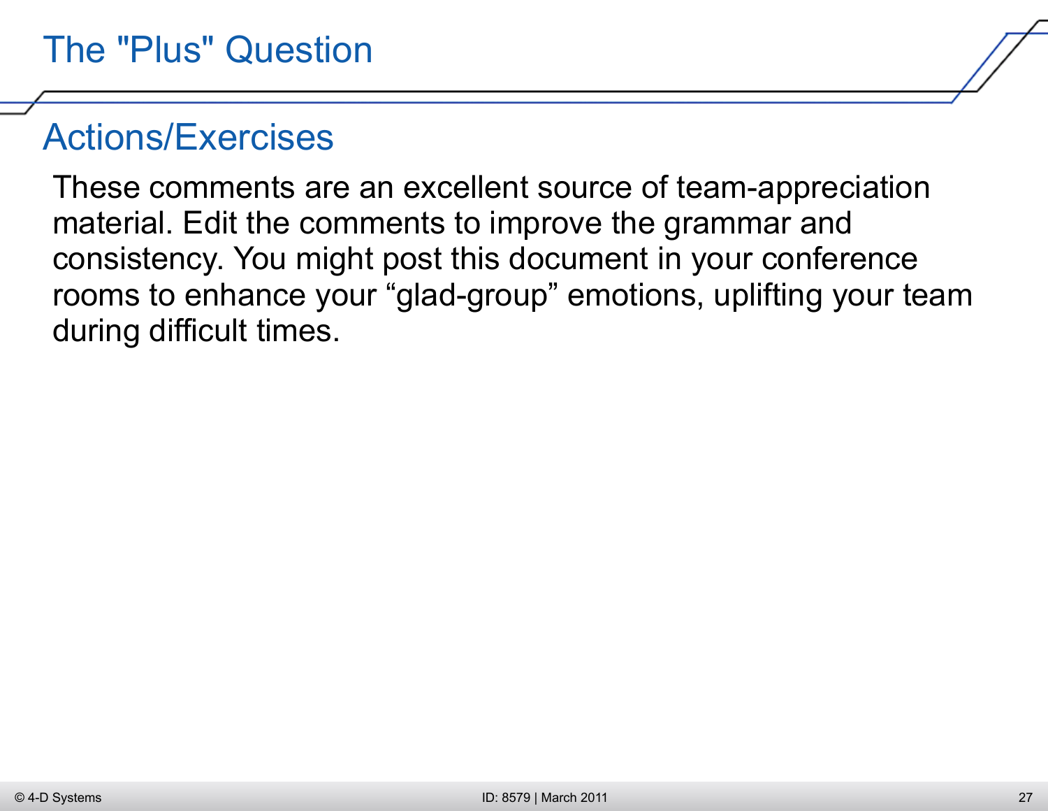# The "Plus" Question

## Actions/Exercises

These comments are an excellent source of team-appreciation material. Edit the comments to improve the grammar and consistency. You might post this document in your conference rooms to enhance your “glad-group” emotions, uplifting your team during difficult times.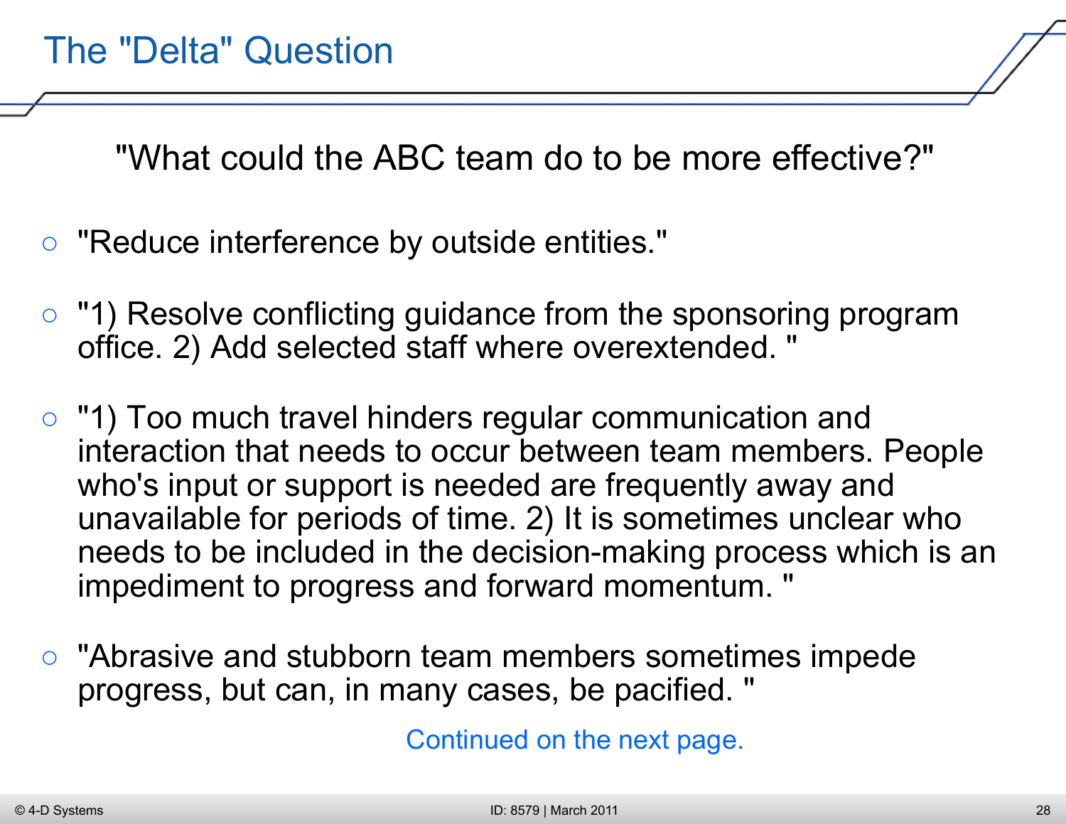# The "Delta" Question

"What could the ABC team do to be more effective?"

- "Reduce interference by outside entities."
- "1) Resolve conflicting guidance from the sponsoring program office. 2) Add selected staff where overextended. "
- "1) Too much travel hinders regular communication and interaction that needs to occur between team members. People who's input or support is needed are frequently away and unavailable for periods of time. 2) It is sometimes unclear who needs to be included in the decision-making process which is an impediment to progress and forward momentum. "
- "Abrasive and stubborn team members sometimes impede progress, but can, in many cases, be pacified. "

Continued on the next page.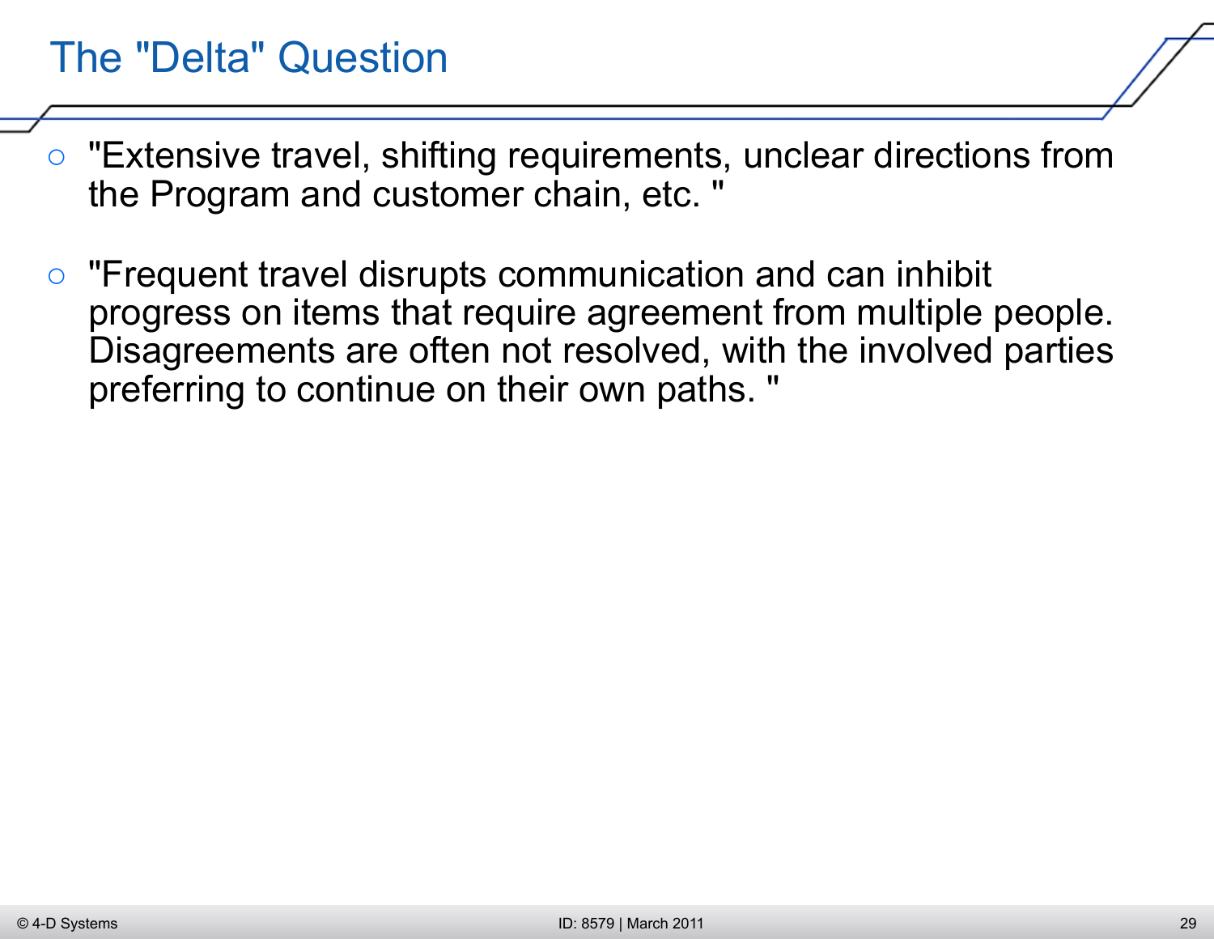# The "Delta" Question

- "Extensive travel, shifting requirements, unclear directions from the Program and customer chain, etc. "
- "Frequent travel disrupts communication and can inhibit progress on items that require agreement from multiple people. Disagreements are often not resolved, with the involved parties preferring to continue on their own paths. "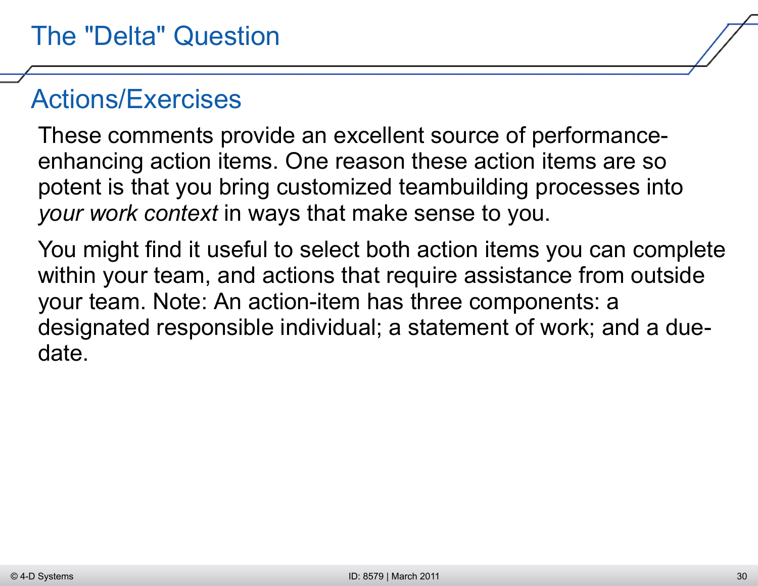# The "Delta" Question

## Actions/Exercises

These comments provide an excellent source of performance-enhancing action items. One reason these action items are so potent is that you bring customized teambuilding processes into *your work context* in ways that make sense to you.

You might find it useful to select both action items you can complete within your team, and actions that require assistance from outside your team. Note: An action-item has three components: a designated responsible individual; a statement of work; and a due-date.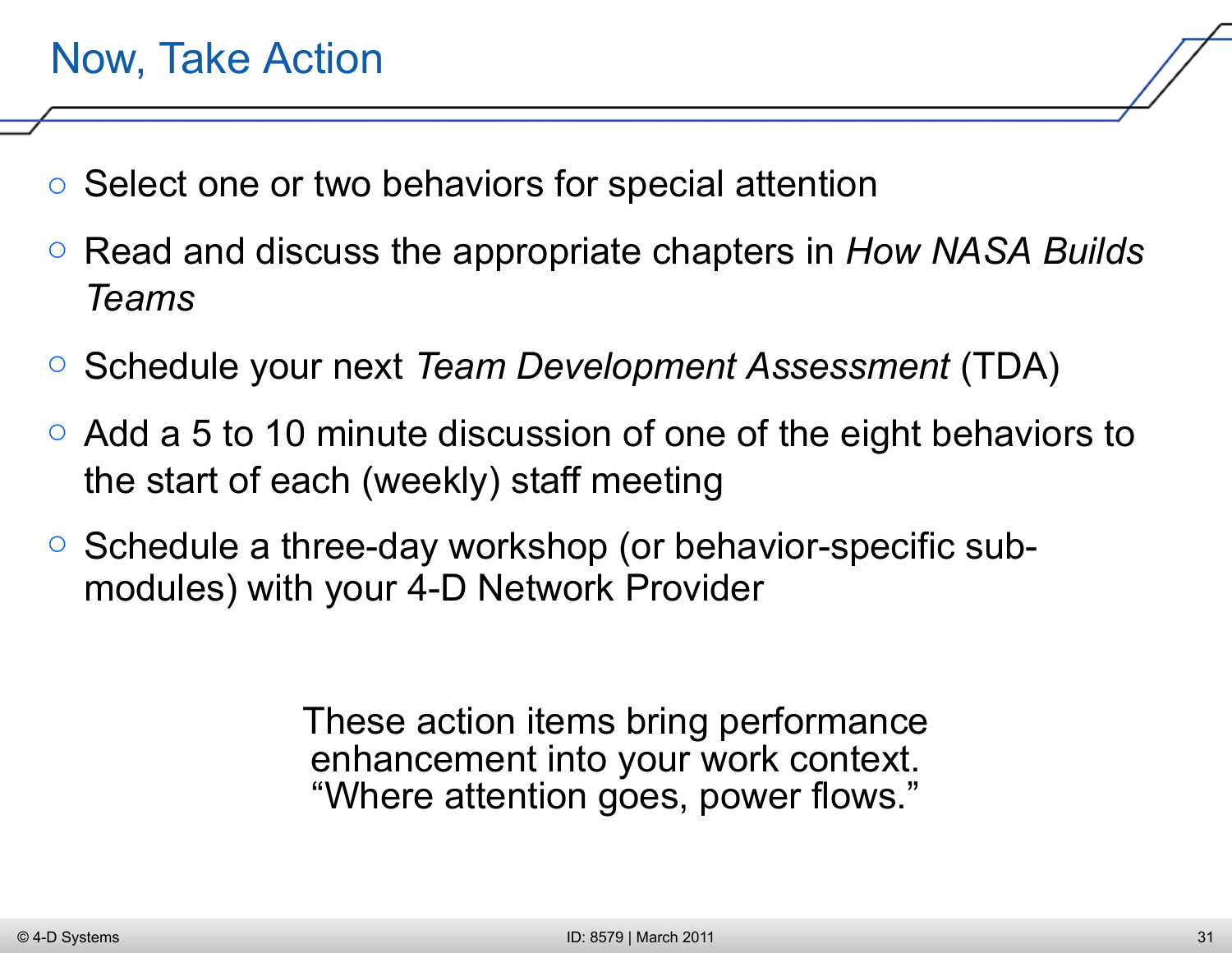# Now, Take Action

- Select one or two behaviors for special attention
- Read and discuss the appropriate chapters in *How NASA Builds Teams*
- Schedule your next *Team Development Assessment* (TDA)
- Add a 5 to 10 minute discussion of one of the eight behaviors to the start of each (weekly) staff meeting
- Schedule a three-day workshop (or behavior-specific sub-modules) with your 4-D Network Provider

These action items bring performance enhancement into your work context.
"Where attention goes, power flows."